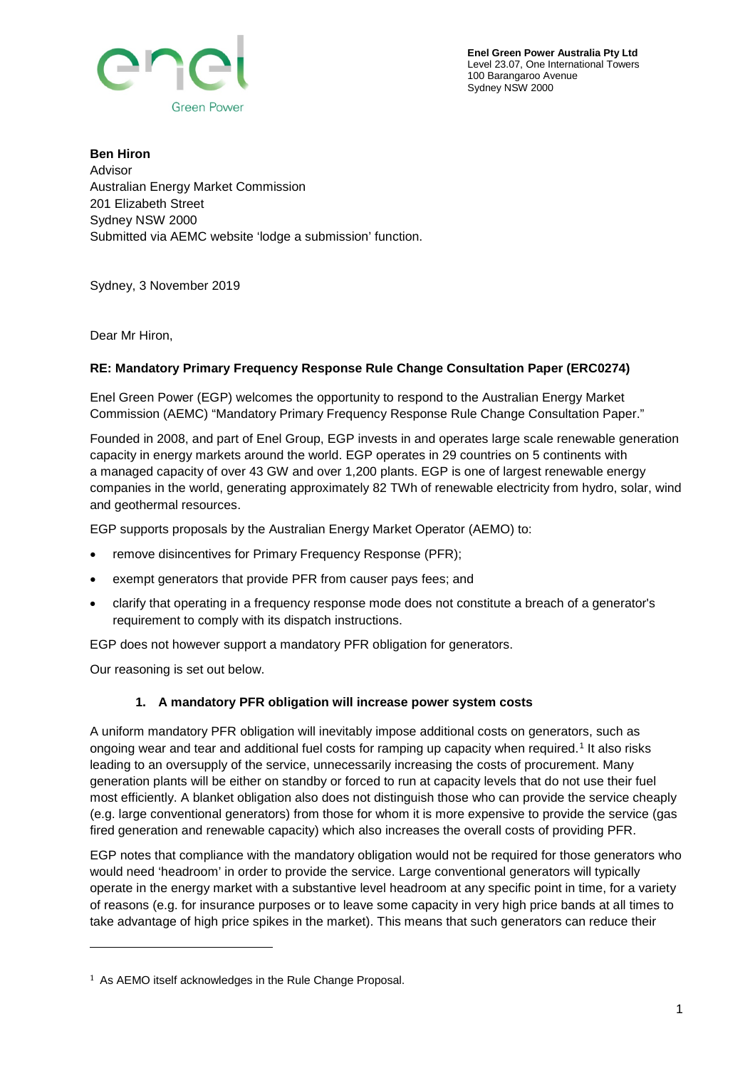**Enel Green Power Australia Pty Ltd**
Level 23.07, One International Towers
100 Barangaroo Avenue
Sydney NSW 2000

**Ben Hiron**
Advisor
Australian Energy Market Commission
201 Elizabeth Street
Sydney NSW 2000
Submitted via AEMC website 'lodge a submission' function.

Sydney, 3 November 2019

Dear Mr Hiron,

**RE: Mandatory Primary Frequency Response Rule Change Consultation Paper (ERC0274)**

Enel Green Power (EGP) welcomes the opportunity to respond to the Australian Energy Market Commission (AEMC) "Mandatory Primary Frequency Response Rule Change Consultation Paper."

Founded in 2008, and part of Enel Group, EGP invests in and operates large scale renewable generation capacity in energy markets around the world. EGP operates in 29 countries on 5 continents with a managed capacity of over 43 GW and over 1,200 plants. EGP is one of largest renewable energy companies in the world, generating approximately 82 TWh of renewable electricity from hydro, solar, wind and geothermal resources.

EGP supports proposals by the Australian Energy Market Operator (AEMO) to:

- remove disincentives for Primary Frequency Response (PFR);
- exempt generators that provide PFR from causer pays fees; and
- clarify that operating in a frequency response mode does not constitute a breach of a generator's requirement to comply with its dispatch instructions.

EGP does not however support a mandatory PFR obligation for generators.

Our reasoning is set out below.

### 1. A mandatory PFR obligation will increase power system costs

A uniform mandatory PFR obligation will inevitably impose additional costs on generators, such as ongoing wear and tear and additional fuel costs for ramping up capacity when required.[1] It also risks leading to an oversupply of the service, unnecessarily increasing the costs of procurement. Many generation plants will be either on standby or forced to run at capacity levels that do not use their fuel most efficiently. A blanket obligation also does not distinguish those who can provide the service cheaply (e.g. large conventional generators) from those for whom it is more expensive to provide the service (gas fired generation and renewable capacity) which also increases the overall costs of providing PFR.

EGP notes that compliance with the mandatory obligation would not be required for those generators who would need 'headroom' in order to provide the service. Large conventional generators will typically operate in the energy market with a substantive level headroom at any specific point in time, for a variety of reasons (e.g. for insurance purposes or to leave some capacity in very high price bands at all times to take advantage of high price spikes in the market). This means that such generators can reduce their

[1] As AEMO itself acknowledges in the Rule Change Proposal.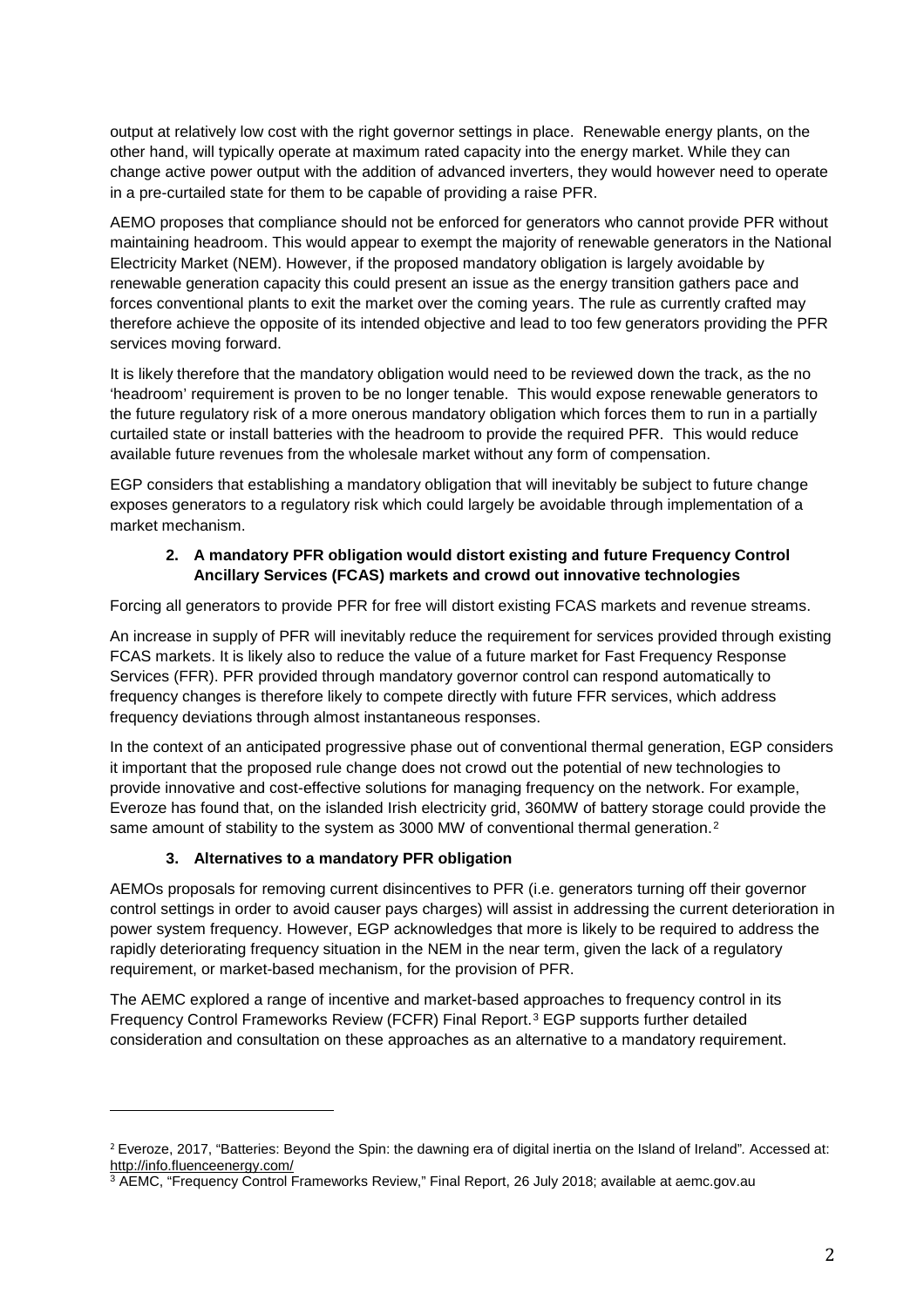output at relatively low cost with the right governor settings in place. Renewable energy plants, on the other hand, will typically operate at maximum rated capacity into the energy market. While they can change active power output with the addition of advanced inverters, they would however need to operate in a pre-curtailed state for them to be capable of providing a raise PFR.

AEMO proposes that compliance should not be enforced for generators who cannot provide PFR without maintaining headroom. This would appear to exempt the majority of renewable generators in the National Electricity Market (NEM). However, if the proposed mandatory obligation is largely avoidable by renewable generation capacity this could present an issue as the energy transition gathers pace and forces conventional plants to exit the market over the coming years. The rule as currently crafted may therefore achieve the opposite of its intended objective and lead to too few generators providing the PFR services moving forward.

It is likely therefore that the mandatory obligation would need to be reviewed down the track, as the no 'headroom' requirement is proven to be no longer tenable. This would expose renewable generators to the future regulatory risk of a more onerous mandatory obligation which forces them to run in a partially curtailed state or install batteries with the headroom to provide the required PFR. This would reduce available future revenues from the wholesale market without any form of compensation.

EGP considers that establishing a mandatory obligation that will inevitably be subject to future change exposes generators to a regulatory risk which could largely be avoidable through implementation of a market mechanism.

**2. A mandatory PFR obligation would distort existing and future Frequency Control Ancillary Services (FCAS) markets and crowd out innovative technologies**

Forcing all generators to provide PFR for free will distort existing FCAS markets and revenue streams.

An increase in supply of PFR will inevitably reduce the requirement for services provided through existing FCAS markets. It is likely also to reduce the value of a future market for Fast Frequency Response Services (FFR). PFR provided through mandatory governor control can respond automatically to frequency changes is therefore likely to compete directly with future FFR services, which address frequency deviations through almost instantaneous responses.

In the context of an anticipated progressive phase out of conventional thermal generation, EGP considers it important that the proposed rule change does not crowd out the potential of new technologies to provide innovative and cost-effective solutions for managing frequency on the network. For example, Everoze has found that, on the islanded Irish electricity grid, 360MW of battery storage could provide the same amount of stability to the system as 3000 MW of conventional thermal generation.[2]

**3. Alternatives to a mandatory PFR obligation**

AEMOs proposals for removing current disincentives to PFR (i.e. generators turning off their governor control settings in order to avoid causer pays charges) will assist in addressing the current deterioration in power system frequency. However, EGP acknowledges that more is likely to be required to address the rapidly deteriorating frequency situation in the NEM in the near term, given the lack of a regulatory requirement, or market-based mechanism, for the provision of PFR.

The AEMC explored a range of incentive and market-based approaches to frequency control in its Frequency Control Frameworks Review (FCFR) Final Report.[3] EGP supports further detailed consideration and consultation on these approaches as an alternative to a mandatory requirement.

---

[2] Everoze, 2017, "Batteries: Beyond the Spin: the dawning era of digital inertia on the Island of Ireland". Accessed at: http://info.fluenceenergy.com/

[3] AEMC, "Frequency Control Frameworks Review," Final Report, 26 July 2018; available at aemc.gov.au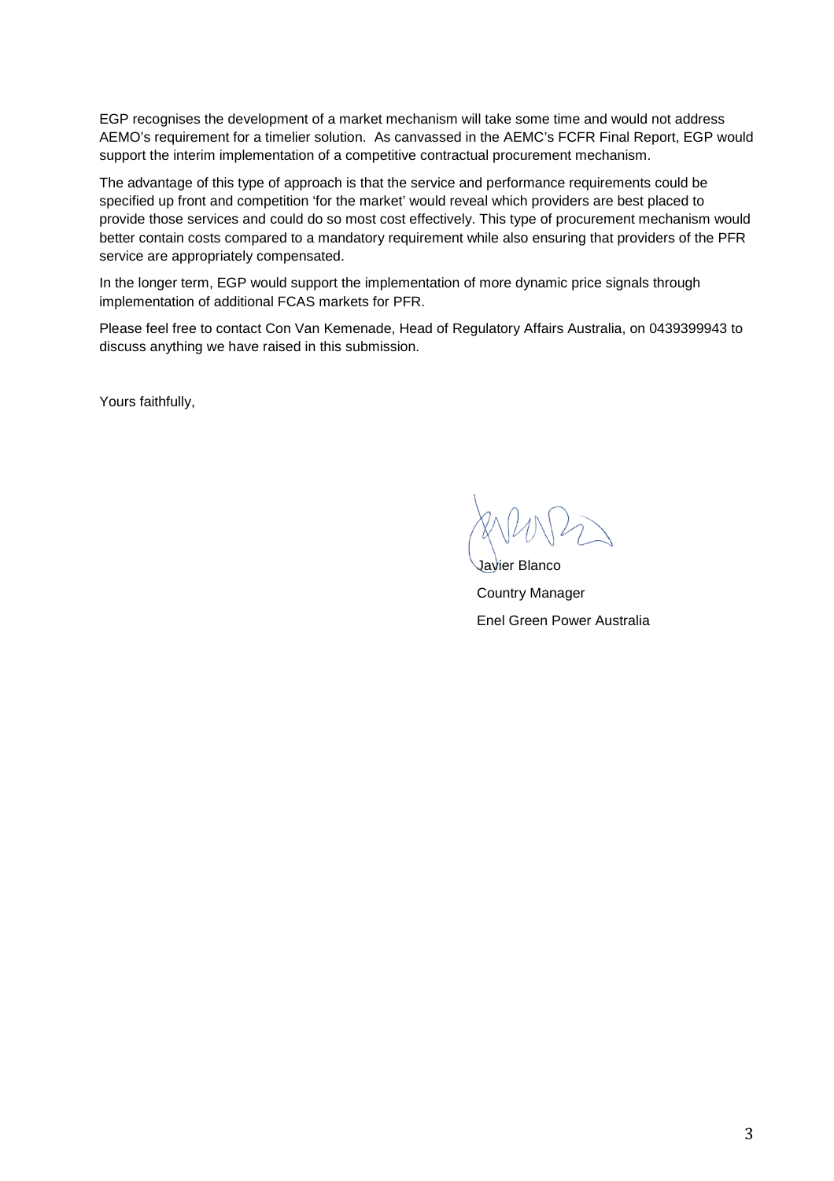EGP recognises the development of a market mechanism will take some time and would not address AEMO's requirement for a timelier solution. As canvassed in the AEMC's FCFR Final Report, EGP would support the interim implementation of a competitive contractual procurement mechanism.

The advantage of this type of approach is that the service and performance requirements could be specified up front and competition 'for the market' would reveal which providers are best placed to provide those services and could do so most cost effectively. This type of procurement mechanism would better contain costs compared to a mandatory requirement while also ensuring that providers of the PFR service are appropriately compensated.

In the longer term, EGP would support the implementation of more dynamic price signals through implementation of additional FCAS markets for PFR.

Please feel free to contact Con Van Kemenade, Head of Regulatory Affairs Australia, on 0439399943 to discuss anything we have raised in this submission.

Yours faithfully,

Javier Blanco

Country Manager

Enel Green Power Australia